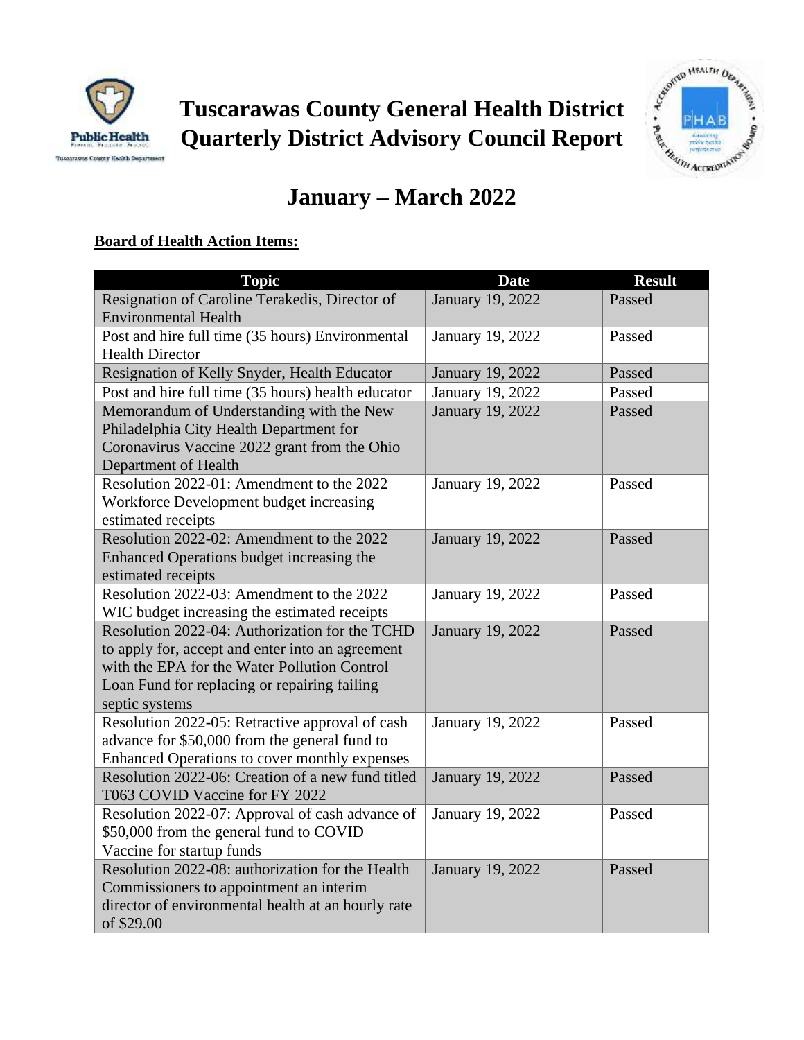# Tuscarawas County General Health District Quarterly District Advisory Council Report

## January – March 2022

**Board of Health Action Items:**

| Topic | Date | Result |
|---|---|---|
| Resignation of Caroline Terakedis, Director of Environmental Health | January 19, 2022 | Passed |
| Post and hire full time (35 hours) Environmental Health Director | January 19, 2022 | Passed |
| Resignation of Kelly Snyder, Health Educator | January 19, 2022 | Passed |
| Post and hire full time (35 hours) health educator | January 19, 2022 | Passed |
| Memorandum of Understanding with the New Philadelphia City Health Department for Coronavirus Vaccine 2022 grant from the Ohio Department of Health | January 19, 2022 | Passed |
| Resolution 2022-01: Amendment to the 2022 Workforce Development budget increasing estimated receipts | January 19, 2022 | Passed |
| Resolution 2022-02: Amendment to the 2022 Enhanced Operations budget increasing the estimated receipts | January 19, 2022 | Passed |
| Resolution 2022-03: Amendment to the 2022 WIC budget increasing the estimated receipts | January 19, 2022 | Passed |
| Resolution 2022-04: Authorization for the TCHD to apply for, accept and enter into an agreement with the EPA for the Water Pollution Control Loan Fund for replacing or repairing failing septic systems | January 19, 2022 | Passed |
| Resolution 2022-05: Retractive approval of cash advance for $50,000 from the general fund to Enhanced Operations to cover monthly expenses | January 19, 2022 | Passed |
| Resolution 2022-06: Creation of a new fund titled T063 COVID Vaccine for FY 2022 | January 19, 2022 | Passed |
| Resolution 2022-07: Approval of cash advance of $50,000 from the general fund to COVID Vaccine for startup funds | January 19, 2022 | Passed |
| Resolution 2022-08: authorization for the Health Commissioners to appointment an interim director of environmental health at an hourly rate of $29.00 | January 19, 2022 | Passed |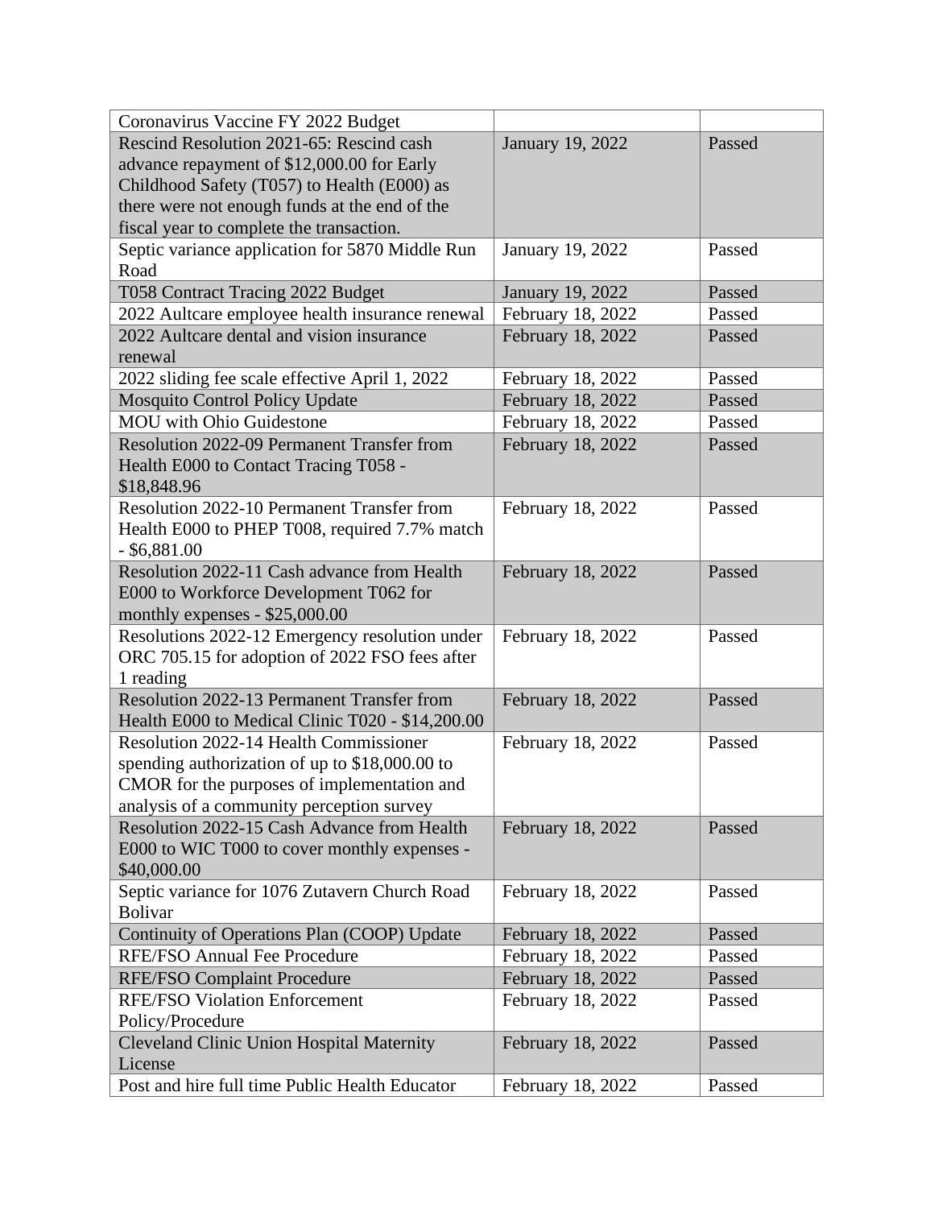| Coronavirus Vaccine FY 2022 Budget | | |
|---|---|---|
| Rescind Resolution 2021-65: Rescind cash advance repayment of $12,000.00 for Early Childhood Safety (T057) to Health (E000) as there were not enough funds at the end of the fiscal year to complete the transaction. | January 19, 2022 | Passed |
| Septic variance application for 5870 Middle Run Road | January 19, 2022 | Passed |
| T058 Contract Tracing 2022 Budget | January 19, 2022 | Passed |
| 2022 Aultcare employee health insurance renewal | February 18, 2022 | Passed |
| 2022 Aultcare dental and vision insurance renewal | February 18, 2022 | Passed |
| 2022 sliding fee scale effective April 1, 2022 | February 18, 2022 | Passed |
| Mosquito Control Policy Update | February 18, 2022 | Passed |
| MOU with Ohio Guidestone | February 18, 2022 | Passed |
| Resolution 2022-09 Permanent Transfer from Health E000 to Contact Tracing T058 - $18,848.96 | February 18, 2022 | Passed |
| Resolution 2022-10 Permanent Transfer from Health E000 to PHEP T008, required 7.7% match - $6,881.00 | February 18, 2022 | Passed |
| Resolution 2022-11 Cash advance from Health E000 to Workforce Development T062 for monthly expenses - $25,000.00 | February 18, 2022 | Passed |
| Resolutions 2022-12 Emergency resolution under ORC 705.15 for adoption of 2022 FSO fees after 1 reading | February 18, 2022 | Passed |
| Resolution 2022-13 Permanent Transfer from Health E000 to Medical Clinic T020 - $14,200.00 | February 18, 2022 | Passed |
| Resolution 2022-14 Health Commissioner spending authorization of up to $18,000.00 to CMOR for the purposes of implementation and analysis of a community perception survey | February 18, 2022 | Passed |
| Resolution 2022-15 Cash Advance from Health E000 to WIC T000 to cover monthly expenses - $40,000.00 | February 18, 2022 | Passed |
| Septic variance for 1076 Zutavern Church Road Bolivar | February 18, 2022 | Passed |
| Continuity of Operations Plan (COOP) Update | February 18, 2022 | Passed |
| RFE/FSO Annual Fee Procedure | February 18, 2022 | Passed |
| RFE/FSO Complaint Procedure | February 18, 2022 | Passed |
| RFE/FSO Violation Enforcement Policy/Procedure | February 18, 2022 | Passed |
| Cleveland Clinic Union Hospital Maternity License | February 18, 2022 | Passed |
| Post and hire full time Public Health Educator | February 18, 2022 | Passed |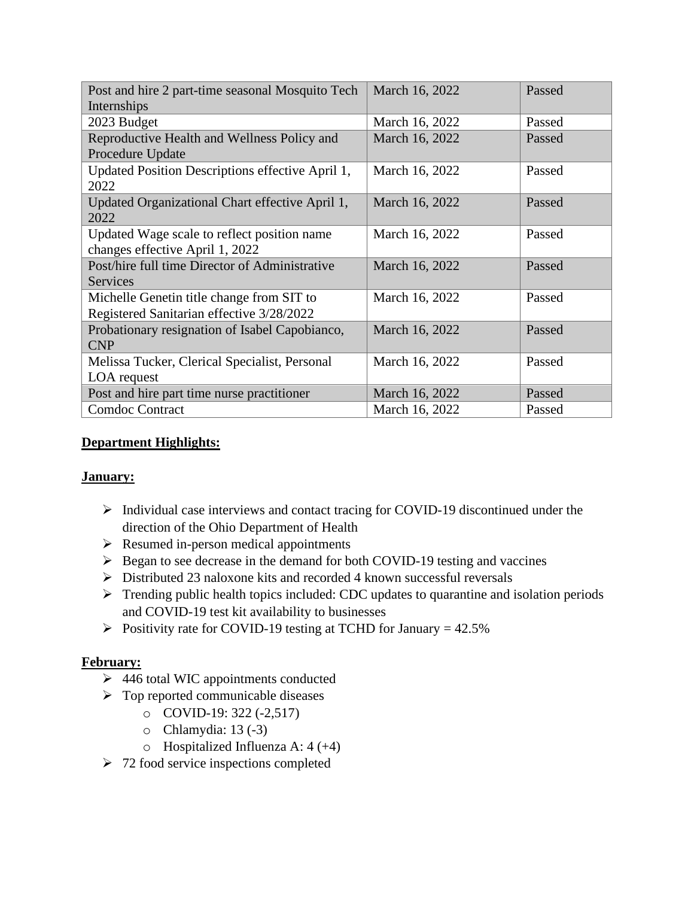| | | |
|---|---|---|
| Post and hire 2 part-time seasonal Mosquito Tech Internships | March 16, 2022 | Passed |
| 2023 Budget | March 16, 2022 | Passed |
| Reproductive Health and Wellness Policy and Procedure Update | March 16, 2022 | Passed |
| Updated Position Descriptions effective April 1, 2022 | March 16, 2022 | Passed |
| Updated Organizational Chart effective April 1, 2022 | March 16, 2022 | Passed |
| Updated Wage scale to reflect position name changes effective April 1, 2022 | March 16, 2022 | Passed |
| Post/hire full time Director of Administrative Services | March 16, 2022 | Passed |
| Michelle Genetin title change from SIT to Registered Sanitarian effective 3/28/2022 | March 16, 2022 | Passed |
| Probationary resignation of Isabel Capobianco, CNP | March 16, 2022 | Passed |
| Melissa Tucker, Clerical Specialist, Personal LOA request | March 16, 2022 | Passed |
| Post and hire part time nurse practitioner | March 16, 2022 | Passed |
| Comdoc Contract | March 16, 2022 | Passed |

**Department Highlights:**

**January:**

- Individual case interviews and contact tracing for COVID-19 discontinued under the direction of the Ohio Department of Health
- Resumed in-person medical appointments
- Began to see decrease in the demand for both COVID-19 testing and vaccines
- Distributed 23 naloxone kits and recorded 4 known successful reversals
- Trending public health topics included: CDC updates to quarantine and isolation periods and COVID-19 test kit availability to businesses
- Positivity rate for COVID-19 testing at TCHD for January = 42.5%

**February:**

- 446 total WIC appointments conducted
- Top reported communicable diseases
  - COVID-19: 322 (-2,517)
  - Chlamydia: 13 (-3)
  - Hospitalized Influenza A: 4 (+4)
- 72 food service inspections completed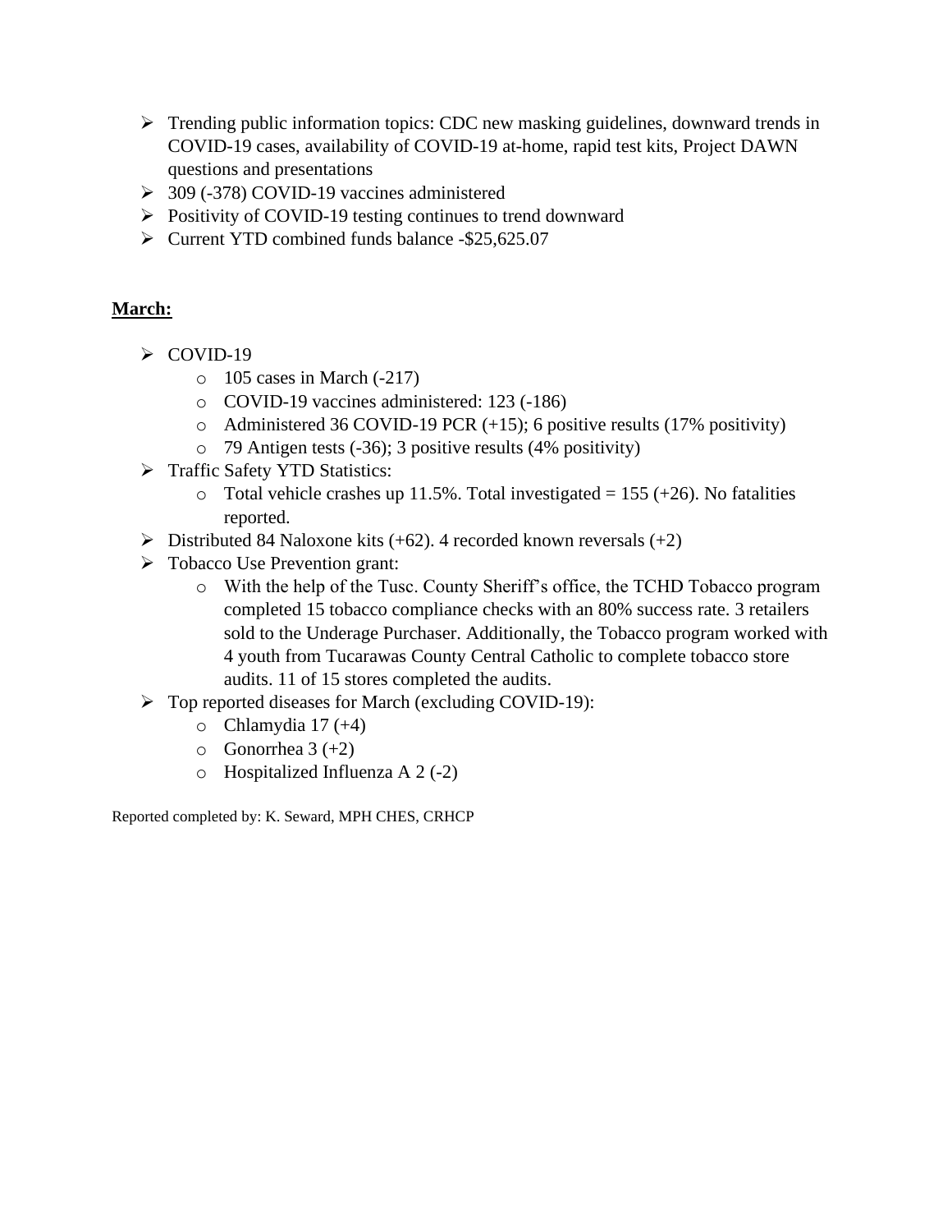- Trending public information topics: CDC new masking guidelines, downward trends in COVID-19 cases, availability of COVID-19 at-home, rapid test kits, Project DAWN questions and presentations
- 309 (-378) COVID-19 vaccines administered
- Positivity of COVID-19 testing continues to trend downward
- Current YTD combined funds balance -$25,625.07

**March:**

- COVID-19
  - 105 cases in March (-217)
  - COVID-19 vaccines administered: 123 (-186)
  - Administered 36 COVID-19 PCR (+15); 6 positive results (17% positivity)
  - 79 Antigen tests (-36); 3 positive results (4% positivity)
- Traffic Safety YTD Statistics:
  - Total vehicle crashes up 11.5%. Total investigated = 155 (+26). No fatalities reported.
- Distributed 84 Naloxone kits (+62). 4 recorded known reversals (+2)
- Tobacco Use Prevention grant:
  - With the help of the Tusc. County Sheriff's office, the TCHD Tobacco program completed 15 tobacco compliance checks with an 80% success rate. 3 retailers sold to the Underage Purchaser. Additionally, the Tobacco program worked with 4 youth from Tucarawas County Central Catholic to complete tobacco store audits. 11 of 15 stores completed the audits.
- Top reported diseases for March (excluding COVID-19):
  - Chlamydia 17 (+4)
  - Gonorrhea 3 (+2)
  - Hospitalized Influenza A 2 (-2)

Reported completed by: K. Seward, MPH CHES, CRHCP